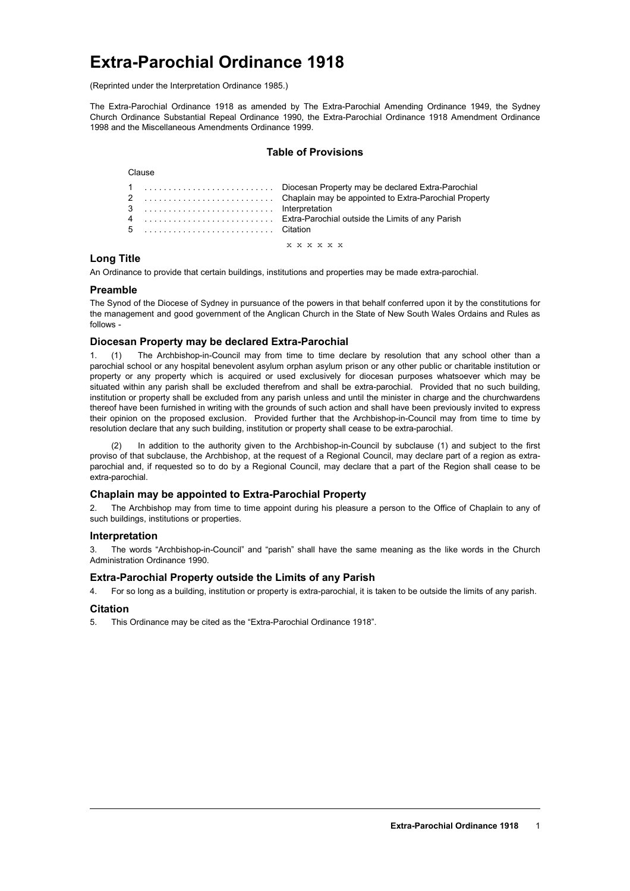# Extra-Parochial Ordinance 1918

(Reprinted under the Interpretation Ordinance 1985.)

The Extra-Parochial Ordinance 1918 as amended by The Extra-Parochial Amending Ordinance 1949, the Sydney Church Ordinance Substantial Repeal Ordinance 1990, the Extra-Parochial Ordinance 1918 Amendment Ordinance 1998 and the Miscellaneous Amendments Ordinance 1999.

### Table of Provisions

| Clause | |
|---|---|
| 1 | Diocesan Property may be declared Extra-Parochial |
| 2 | Chaplain may be appointed to Extra-Parochial Property |
| 3 | Interpretation |
| 4 | Extra-Parochial outside the Limits of any Parish |
| 5 | Citation |

x x x x x x

### Long Title

An Ordinance to provide that certain buildings, institutions and properties may be made extra-parochial.

### Preamble

The Synod of the Diocese of Sydney in pursuance of the powers in that behalf conferred upon it by the constitutions for the management and good government of the Anglican Church in the State of New South Wales Ordains and Rules as follows -

### Diocesan Property may be declared Extra-Parochial

1. (1) The Archbishop-in-Council may from time to time declare by resolution that any school other than a parochial school or any hospital benevolent asylum orphan asylum prison or any other public or charitable institution or property or any property which is acquired or used exclusively for diocesan purposes whatsoever which may be situated within any parish shall be excluded therefrom and shall be extra-parochial. Provided that no such building, institution or property shall be excluded from any parish unless and until the minister in charge and the churchwardens thereof have been furnished in writing with the grounds of such action and shall have been previously invited to express their opinion on the proposed exclusion. Provided further that the Archbishop-in-Council may from time to time by resolution declare that any such building, institution or property shall cease to be extra-parochial.

(2) In addition to the authority given to the Archbishop-in-Council by subclause (1) and subject to the first proviso of that subclause, the Archbishop, at the request of a Regional Council, may declare part of a region as extra-parochial and, if requested so to do by a Regional Council, may declare that a part of the Region shall cease to be extra-parochial.

### Chaplain may be appointed to Extra-Parochial Property

2. The Archbishop may from time to time appoint during his pleasure a person to the Office of Chaplain to any of such buildings, institutions or properties.

### Interpretation

3. The words "Archbishop-in-Council" and "parish" shall have the same meaning as the like words in the Church Administration Ordinance 1990.

### Extra-Parochial Property outside the Limits of any Parish

4. For so long as a building, institution or property is extra-parochial, it is taken to be outside the limits of any parish.

### Citation

5. This Ordinance may be cited as the "Extra-Parochial Ordinance 1918".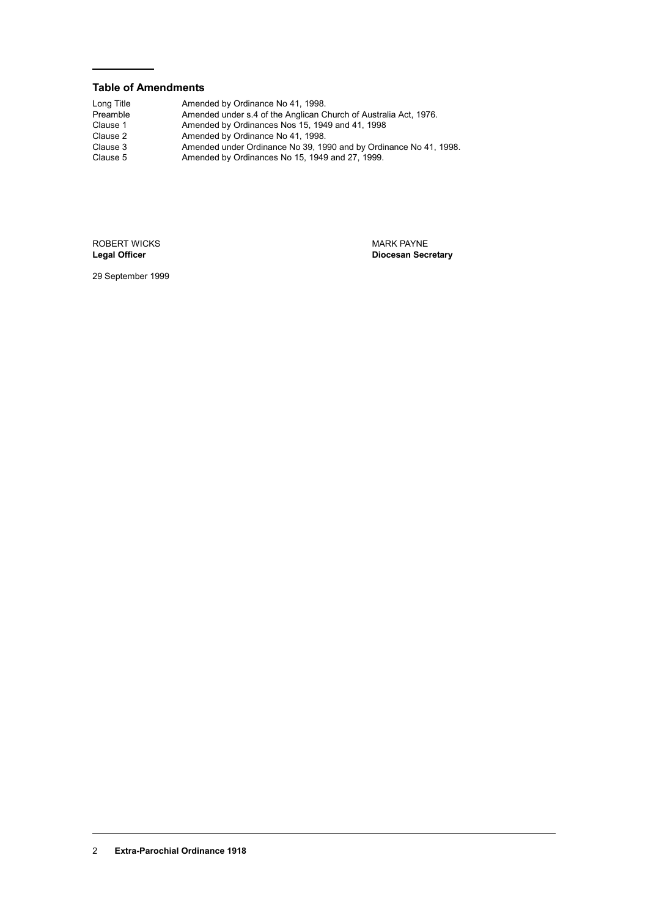## Table of Amendments

| | |
|---|---|
| Long Title | Amended by Ordinance No 41, 1998. |
| Preamble | Amended under s.4 of the Anglican Church of Australia Act, 1976. |
| Clause 1 | Amended by Ordinances Nos 15, 1949 and 41, 1998 |
| Clause 2 | Amended by Ordinance No 41, 1998. |
| Clause 3 | Amended under Ordinance No 39, 1990 and by Ordinance No 41, 1998. |
| Clause 5 | Amended by Ordinances No 15, 1949 and 27, 1999. |

ROBERT WICKS
**Legal Officer**

MARK PAYNE
**Diocesan Secretary**

29 September 1999